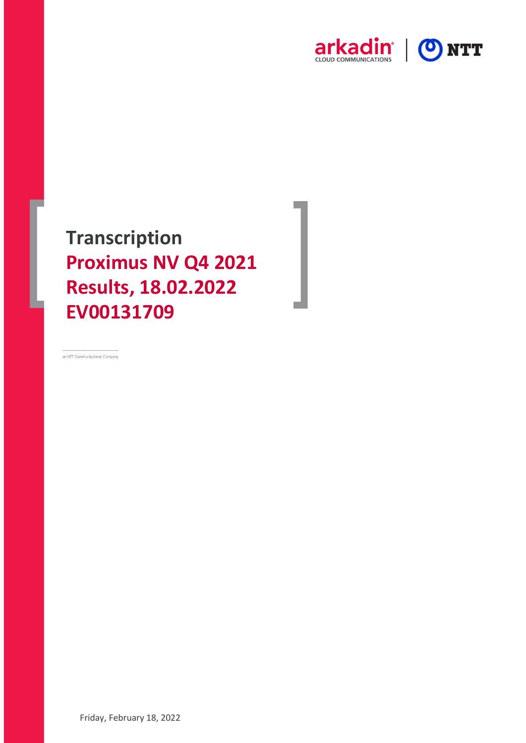arkadin CLOUD COMMUNICATIONS | NTT

# Transcription
# Proximus NV Q4 2021 Results, 18.02.2022 EV00131709

an NTT Communications Company

Friday, February 18, 2022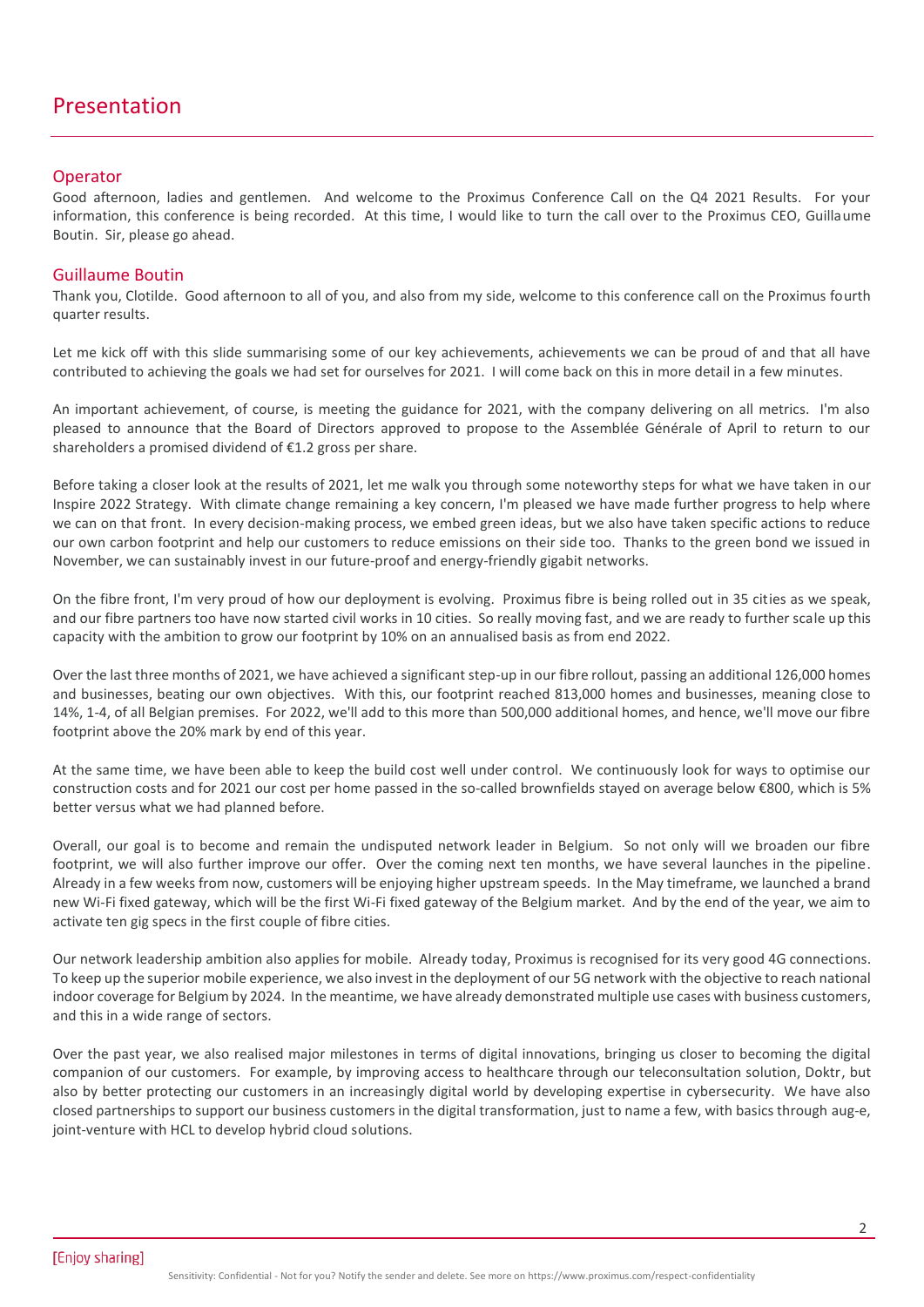# Presentation

## Operator

Good afternoon, ladies and gentlemen. And welcome to the Proximus Conference Call on the Q4 2021 Results. For your information, this conference is being recorded. At this time, I would like to turn the call over to the Proximus CEO, Guillaume Boutin. Sir, please go ahead.

## Guillaume Boutin

Thank you, Clotilde. Good afternoon to all of you, and also from my side, welcome to this conference call on the Proximus fourth quarter results.

Let me kick off with this slide summarising some of our key achievements, achievements we can be proud of and that all have contributed to achieving the goals we had set for ourselves for 2021. I will come back on this in more detail in a few minutes.

An important achievement, of course, is meeting the guidance for 2021, with the company delivering on all metrics. I'm also pleased to announce that the Board of Directors approved to propose to the Assemblée Générale of April to return to our shareholders a promised dividend of €1.2 gross per share.

Before taking a closer look at the results of 2021, let me walk you through some noteworthy steps for what we have taken in our Inspire 2022 Strategy. With climate change remaining a key concern, I'm pleased we have made further progress to help where we can on that front. In every decision-making process, we embed green ideas, but we also have taken specific actions to reduce our own carbon footprint and help our customers to reduce emissions on their side too. Thanks to the green bond we issued in November, we can sustainably invest in our future-proof and energy-friendly gigabit networks.

On the fibre front, I'm very proud of how our deployment is evolving. Proximus fibre is being rolled out in 35 cities as we speak, and our fibre partners too have now started civil works in 10 cities. So really moving fast, and we are ready to further scale up this capacity with the ambition to grow our footprint by 10% on an annualised basis as from end 2022.

Over the last three months of 2021, we have achieved a significant step-up in our fibre rollout, passing an additional 126,000 homes and businesses, beating our own objectives. With this, our footprint reached 813,000 homes and businesses, meaning close to 14%, 1-4, of all Belgian premises. For 2022, we'll add to this more than 500,000 additional homes, and hence, we'll move our fibre footprint above the 20% mark by end of this year.

At the same time, we have been able to keep the build cost well under control. We continuously look for ways to optimise our construction costs and for 2021 our cost per home passed in the so-called brownfields stayed on average below €800, which is 5% better versus what we had planned before.

Overall, our goal is to become and remain the undisputed network leader in Belgium. So not only will we broaden our fibre footprint, we will also further improve our offer. Over the coming next ten months, we have several launches in the pipeline. Already in a few weeks from now, customers will be enjoying higher upstream speeds. In the May timeframe, we launched a brand new Wi-Fi fixed gateway, which will be the first Wi-Fi fixed gateway of the Belgium market. And by the end of the year, we aim to activate ten gig specs in the first couple of fibre cities.

Our network leadership ambition also applies for mobile. Already today, Proximus is recognised for its very good 4G connections. To keep up the superior mobile experience, we also invest in the deployment of our 5G network with the objective to reach national indoor coverage for Belgium by 2024. In the meantime, we have already demonstrated multiple use cases with business customers, and this in a wide range of sectors.

Over the past year, we also realised major milestones in terms of digital innovations, bringing us closer to becoming the digital companion of our customers. For example, by improving access to healthcare through our teleconsultation solution, Doktr, but also by better protecting our customers in an increasingly digital world by developing expertise in cybersecurity. We have also closed partnerships to support our business customers in the digital transformation, just to name a few, with basics through aug-e, joint-venture with HCL to develop hybrid cloud solutions.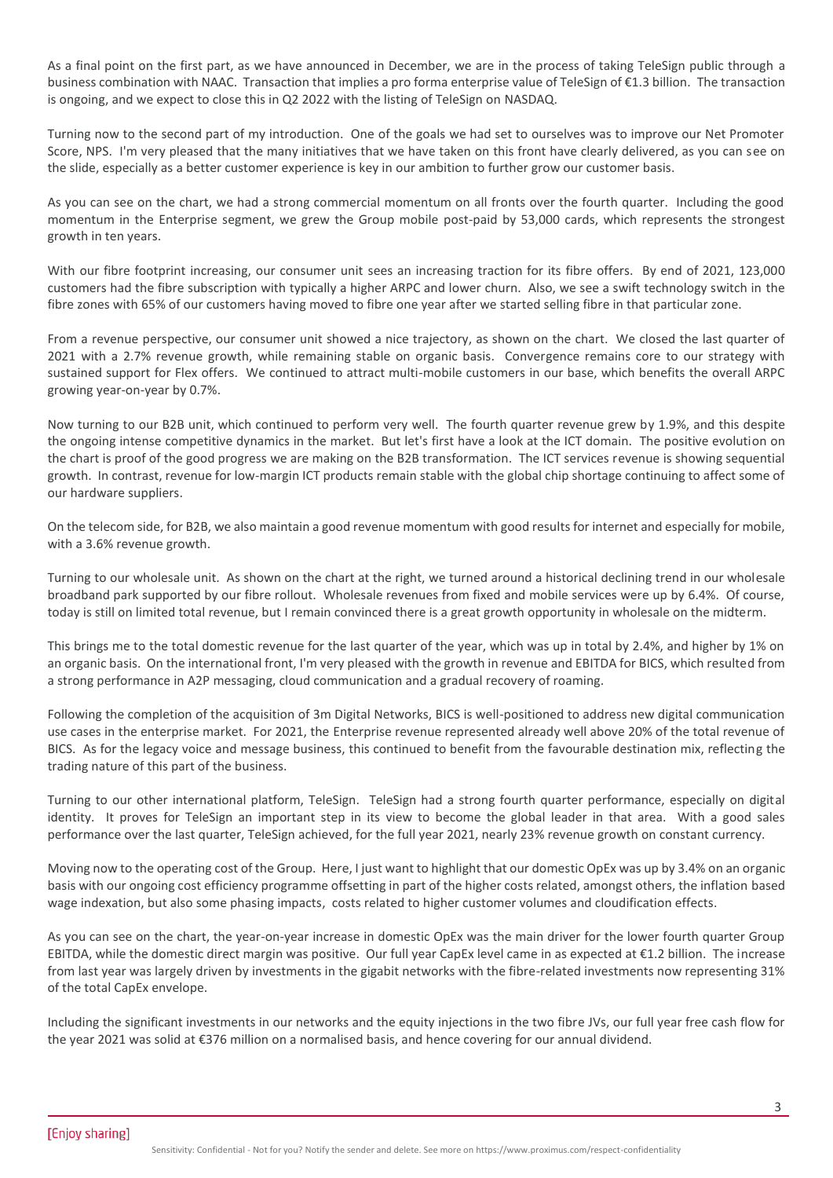As a final point on the first part, as we have announced in December, we are in the process of taking TeleSign public through a business combination with NAAC. Transaction that implies a pro forma enterprise value of TeleSign of €1.3 billion. The transaction is ongoing, and we expect to close this in Q2 2022 with the listing of TeleSign on NASDAQ.

Turning now to the second part of my introduction. One of the goals we had set to ourselves was to improve our Net Promoter Score, NPS. I'm very pleased that the many initiatives that we have taken on this front have clearly delivered, as you can see on the slide, especially as a better customer experience is key in our ambition to further grow our customer basis.

As you can see on the chart, we had a strong commercial momentum on all fronts over the fourth quarter. Including the good momentum in the Enterprise segment, we grew the Group mobile post-paid by 53,000 cards, which represents the strongest growth in ten years.

With our fibre footprint increasing, our consumer unit sees an increasing traction for its fibre offers. By end of 2021, 123,000 customers had the fibre subscription with typically a higher ARPC and lower churn. Also, we see a swift technology switch in the fibre zones with 65% of our customers having moved to fibre one year after we started selling fibre in that particular zone.

From a revenue perspective, our consumer unit showed a nice trajectory, as shown on the chart. We closed the last quarter of 2021 with a 2.7% revenue growth, while remaining stable on organic basis. Convergence remains core to our strategy with sustained support for Flex offers. We continued to attract multi-mobile customers in our base, which benefits the overall ARPC growing year-on-year by 0.7%.

Now turning to our B2B unit, which continued to perform very well. The fourth quarter revenue grew by 1.9%, and this despite the ongoing intense competitive dynamics in the market. But let's first have a look at the ICT domain. The positive evolution on the chart is proof of the good progress we are making on the B2B transformation. The ICT services revenue is showing sequential growth. In contrast, revenue for low-margin ICT products remain stable with the global chip shortage continuing to affect some of our hardware suppliers.

On the telecom side, for B2B, we also maintain a good revenue momentum with good results for internet and especially for mobile, with a 3.6% revenue growth.

Turning to our wholesale unit. As shown on the chart at the right, we turned around a historical declining trend in our wholesale broadband park supported by our fibre rollout. Wholesale revenues from fixed and mobile services were up by 6.4%. Of course, today is still on limited total revenue, but I remain convinced there is a great growth opportunity in wholesale on the midterm.

This brings me to the total domestic revenue for the last quarter of the year, which was up in total by 2.4%, and higher by 1% on an organic basis. On the international front, I'm very pleased with the growth in revenue and EBITDA for BICS, which resulted from a strong performance in A2P messaging, cloud communication and a gradual recovery of roaming.

Following the completion of the acquisition of 3m Digital Networks, BICS is well-positioned to address new digital communication use cases in the enterprise market. For 2021, the Enterprise revenue represented already well above 20% of the total revenue of BICS. As for the legacy voice and message business, this continued to benefit from the favourable destination mix, reflecting the trading nature of this part of the business.

Turning to our other international platform, TeleSign. TeleSign had a strong fourth quarter performance, especially on digital identity. It proves for TeleSign an important step in its view to become the global leader in that area. With a good sales performance over the last quarter, TeleSign achieved, for the full year 2021, nearly 23% revenue growth on constant currency.

Moving now to the operating cost of the Group. Here, I just want to highlight that our domestic OpEx was up by 3.4% on an organic basis with our ongoing cost efficiency programme offsetting in part of the higher costs related, amongst others, the inflation based wage indexation, but also some phasing impacts, costs related to higher customer volumes and cloudification effects.

As you can see on the chart, the year-on-year increase in domestic OpEx was the main driver for the lower fourth quarter Group EBITDA, while the domestic direct margin was positive. Our full year CapEx level came in as expected at €1.2 billion. The increase from last year was largely driven by investments in the gigabit networks with the fibre-related investments now representing 31% of the total CapEx envelope.

Including the significant investments in our networks and the equity injections in the two fibre JVs, our full year free cash flow for the year 2021 was solid at €376 million on a normalised basis, and hence covering for our annual dividend.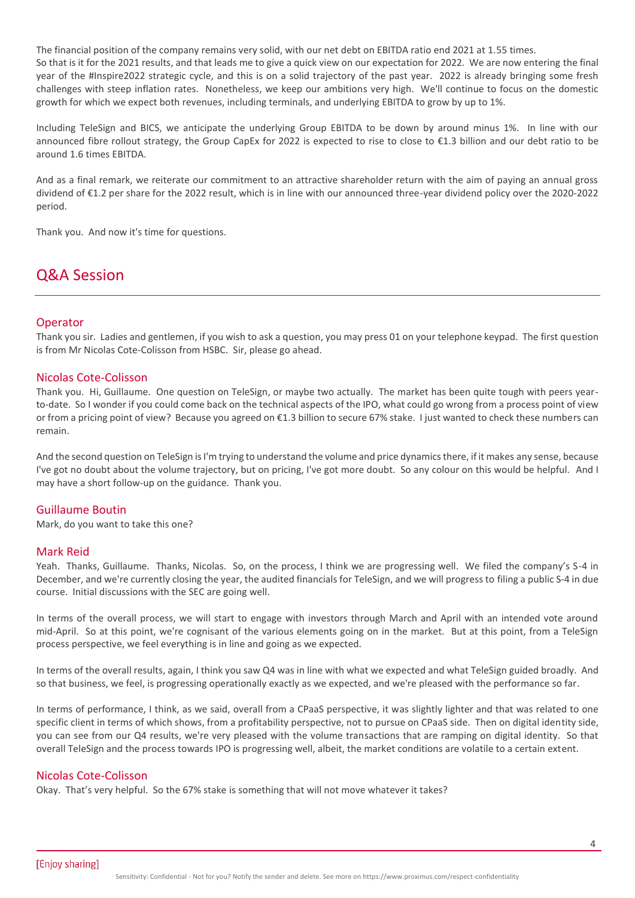The financial position of the company remains very solid, with our net debt on EBITDA ratio end 2021 at 1.55 times.
So that is it for the 2021 results, and that leads me to give a quick view on our expectation for 2022. We are now entering the final year of the #Inspire2022 strategic cycle, and this is on a solid trajectory of the past year. 2022 is already bringing some fresh challenges with steep inflation rates. Nonetheless, we keep our ambitions very high. We'll continue to focus on the domestic growth for which we expect both revenues, including terminals, and underlying EBITDA to grow by up to 1%.

Including TeleSign and BICS, we anticipate the underlying Group EBITDA to be down by around minus 1%. In line with our announced fibre rollout strategy, the Group CapEx for 2022 is expected to rise to close to €1.3 billion and our debt ratio to be around 1.6 times EBITDA.

And as a final remark, we reiterate our commitment to an attractive shareholder return with the aim of paying an annual gross dividend of €1.2 per share for the 2022 result, which is in line with our announced three-year dividend policy over the 2020-2022 period.

Thank you. And now it's time for questions.

# Q&A Session

## Operator

Thank you sir. Ladies and gentlemen, if you wish to ask a question, you may press 01 on your telephone keypad. The first question is from Mr Nicolas Cote-Colisson from HSBC. Sir, please go ahead.

## Nicolas Cote-Colisson

Thank you. Hi, Guillaume. One question on TeleSign, or maybe two actually. The market has been quite tough with peers year-to-date. So I wonder if you could come back on the technical aspects of the IPO, what could go wrong from a process point of view or from a pricing point of view? Because you agreed on €1.3 billion to secure 67% stake. I just wanted to check these numbers can remain.

And the second question on TeleSign is I'm trying to understand the volume and price dynamics there, if it makes any sense, because I've got no doubt about the volume trajectory, but on pricing, I've got more doubt. So any colour on this would be helpful. And I may have a short follow-up on the guidance. Thank you.

## Guillaume Boutin

Mark, do you want to take this one?

## Mark Reid

Yeah. Thanks, Guillaume. Thanks, Nicolas. So, on the process, I think we are progressing well. We filed the company's S-4 in December, and we're currently closing the year, the audited financials for TeleSign, and we will progress to filing a public S-4 in due course. Initial discussions with the SEC are going well.

In terms of the overall process, we will start to engage with investors through March and April with an intended vote around mid-April. So at this point, we're cognisant of the various elements going on in the market. But at this point, from a TeleSign process perspective, we feel everything is in line and going as we expected.

In terms of the overall results, again, I think you saw Q4 was in line with what we expected and what TeleSign guided broadly. And so that business, we feel, is progressing operationally exactly as we expected, and we're pleased with the performance so far.

In terms of performance, I think, as we said, overall from a CPaaS perspective, it was slightly lighter and that was related to one specific client in terms of which shows, from a profitability perspective, not to pursue on CPaaS side. Then on digital identity side, you can see from our Q4 results, we're very pleased with the volume transactions that are ramping on digital identity. So that overall TeleSign and the process towards IPO is progressing well, albeit, the market conditions are volatile to a certain extent.

## Nicolas Cote-Colisson

Okay. That's very helpful. So the 67% stake is something that will not move whatever it takes?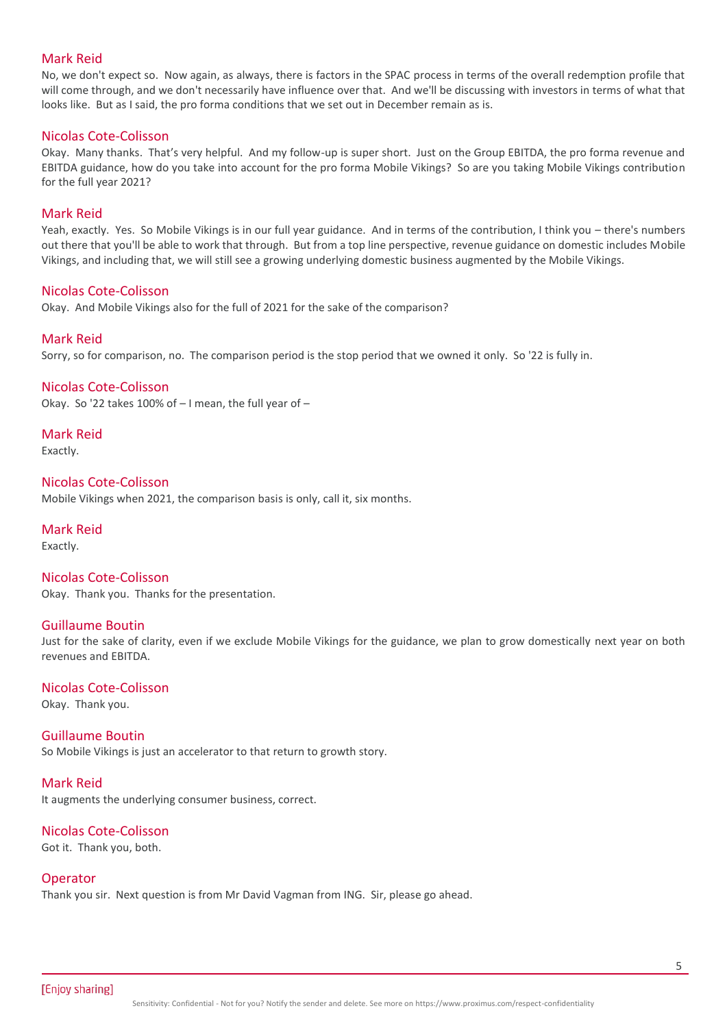**Mark Reid**
No, we don't expect so. Now again, as always, there is factors in the SPAC process in terms of the overall redemption profile that will come through, and we don't necessarily have influence over that. And we'll be discussing with investors in terms of what that looks like. But as I said, the pro forma conditions that we set out in December remain as is.

**Nicolas Cote-Colisson**
Okay. Many thanks. That's very helpful. And my follow-up is super short. Just on the Group EBITDA, the pro forma revenue and EBITDA guidance, how do you take into account for the pro forma Mobile Vikings? So are you taking Mobile Vikings contribution for the full year 2021?

**Mark Reid**
Yeah, exactly. Yes. So Mobile Vikings is in our full year guidance. And in terms of the contribution, I think you – there's numbers out there that you'll be able to work that through. But from a top line perspective, revenue guidance on domestic includes Mobile Vikings, and including that, we will still see a growing underlying domestic business augmented by the Mobile Vikings.

**Nicolas Cote-Colisson**
Okay. And Mobile Vikings also for the full of 2021 for the sake of the comparison?

**Mark Reid**
Sorry, so for comparison, no. The comparison period is the stop period that we owned it only. So '22 is fully in.

**Nicolas Cote-Colisson**
Okay. So '22 takes 100% of – I mean, the full year of –

**Mark Reid**
Exactly.

**Nicolas Cote-Colisson**
Mobile Vikings when 2021, the comparison basis is only, call it, six months.

**Mark Reid**
Exactly.

**Nicolas Cote-Colisson**
Okay. Thank you. Thanks for the presentation.

**Guillaume Boutin**
Just for the sake of clarity, even if we exclude Mobile Vikings for the guidance, we plan to grow domestically next year on both revenues and EBITDA.

**Nicolas Cote-Colisson**
Okay. Thank you.

**Guillaume Boutin**
So Mobile Vikings is just an accelerator to that return to growth story.

**Mark Reid**
It augments the underlying consumer business, correct.

**Nicolas Cote-Colisson**
Got it. Thank you, both.

**Operator**
Thank you sir. Next question is from Mr David Vagman from ING. Sir, please go ahead.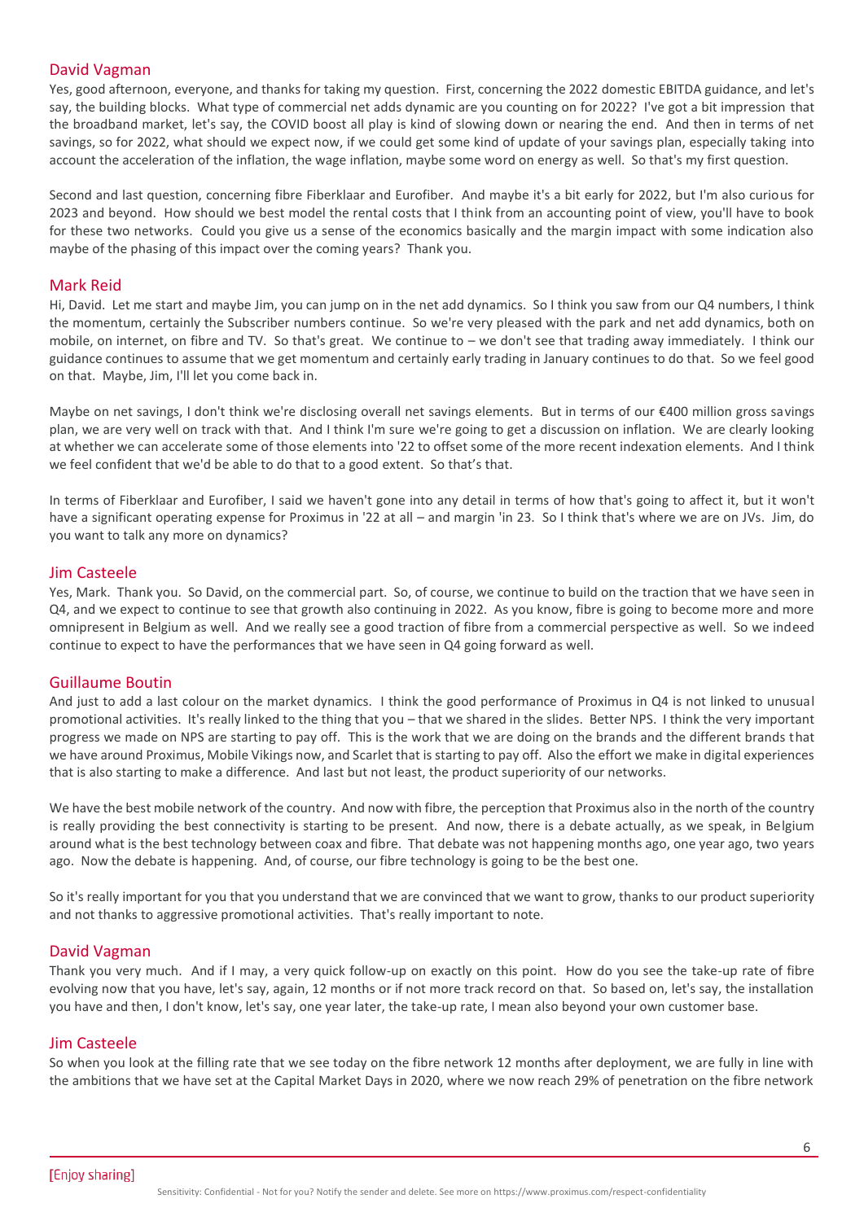## David Vagman

Yes, good afternoon, everyone, and thanks for taking my question. First, concerning the 2022 domestic EBITDA guidance, and let's say, the building blocks. What type of commercial net adds dynamic are you counting on for 2022? I've got a bit impression that the broadband market, let's say, the COVID boost all play is kind of slowing down or nearing the end. And then in terms of net savings, so for 2022, what should we expect now, if we could get some kind of update of your savings plan, especially taking into account the acceleration of the inflation, the wage inflation, maybe some word on energy as well. So that's my first question.

Second and last question, concerning fibre Fiberklaar and Eurofiber. And maybe it's a bit early for 2022, but I'm also curious for 2023 and beyond. How should we best model the rental costs that I think from an accounting point of view, you'll have to book for these two networks. Could you give us a sense of the economics basically and the margin impact with some indication also maybe of the phasing of this impact over the coming years? Thank you.

## Mark Reid

Hi, David. Let me start and maybe Jim, you can jump on in the net add dynamics. So I think you saw from our Q4 numbers, I think the momentum, certainly the Subscriber numbers continue. So we're very pleased with the park and net add dynamics, both on mobile, on internet, on fibre and TV. So that's great. We continue to – we don't see that trading away immediately. I think our guidance continues to assume that we get momentum and certainly early trading in January continues to do that. So we feel good on that. Maybe, Jim, I'll let you come back in.

Maybe on net savings, I don't think we're disclosing overall net savings elements. But in terms of our €400 million gross savings plan, we are very well on track with that. And I think I'm sure we're going to get a discussion on inflation. We are clearly looking at whether we can accelerate some of those elements into '22 to offset some of the more recent indexation elements. And I think we feel confident that we'd be able to do that to a good extent. So that's that.

In terms of Fiberklaar and Eurofiber, I said we haven't gone into any detail in terms of how that's going to affect it, but it won't have a significant operating expense for Proximus in '22 at all – and margin 'in 23. So I think that's where we are on JVs. Jim, do you want to talk any more on dynamics?

## Jim Casteele

Yes, Mark. Thank you. So David, on the commercial part. So, of course, we continue to build on the traction that we have seen in Q4, and we expect to continue to see that growth also continuing in 2022. As you know, fibre is going to become more and more omnipresent in Belgium as well. And we really see a good traction of fibre from a commercial perspective as well. So we indeed continue to expect to have the performances that we have seen in Q4 going forward as well.

## Guillaume Boutin

And just to add a last colour on the market dynamics. I think the good performance of Proximus in Q4 is not linked to unusual promotional activities. It's really linked to the thing that you – that we shared in the slides. Better NPS. I think the very important progress we made on NPS are starting to pay off. This is the work that we are doing on the brands and the different brands that we have around Proximus, Mobile Vikings now, and Scarlet that is starting to pay off. Also the effort we make in digital experiences that is also starting to make a difference. And last but not least, the product superiority of our networks.

We have the best mobile network of the country. And now with fibre, the perception that Proximus also in the north of the country is really providing the best connectivity is starting to be present. And now, there is a debate actually, as we speak, in Belgium around what is the best technology between coax and fibre. That debate was not happening months ago, one year ago, two years ago. Now the debate is happening. And, of course, our fibre technology is going to be the best one.

So it's really important for you that you understand that we are convinced that we want to grow, thanks to our product superiority and not thanks to aggressive promotional activities. That's really important to note.

## David Vagman

Thank you very much. And if I may, a very quick follow-up on exactly on this point. How do you see the take-up rate of fibre evolving now that you have, let's say, again, 12 months or if not more track record on that. So based on, let's say, the installation you have and then, I don't know, let's say, one year later, the take-up rate, I mean also beyond your own customer base.

## Jim Casteele

So when you look at the filling rate that we see today on the fibre network 12 months after deployment, we are fully in line with the ambitions that we have set at the Capital Market Days in 2020, where we now reach 29% of penetration on the fibre network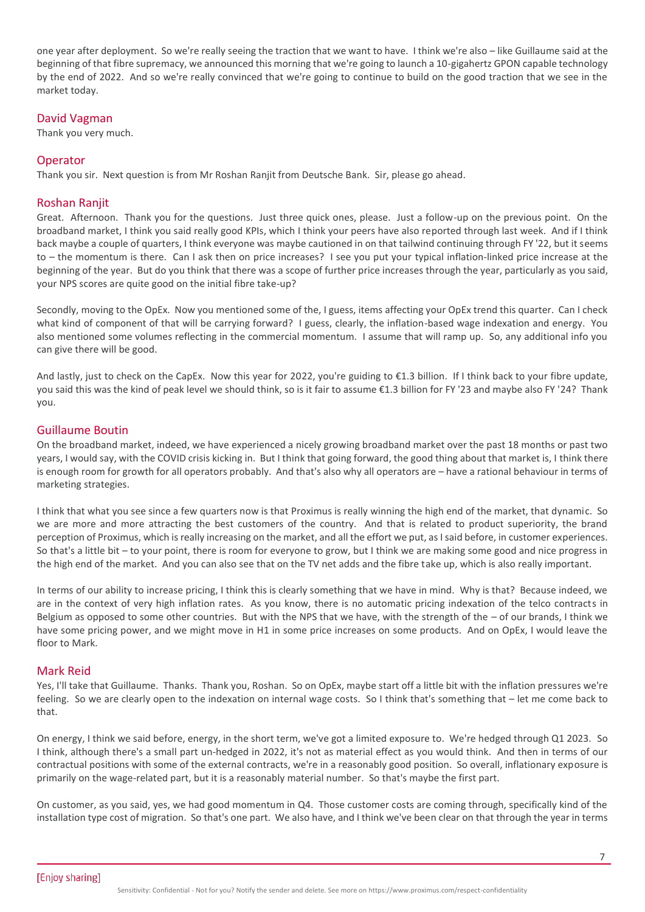one year after deployment. So we're really seeing the traction that we want to have. I think we're also – like Guillaume said at the beginning of that fibre supremacy, we announced this morning that we're going to launch a 10-gigahertz GPON capable technology by the end of 2022. And so we're really convinced that we're going to continue to build on the good traction that we see in the market today.

## David Vagman

Thank you very much.

## Operator

Thank you sir. Next question is from Mr Roshan Ranjit from Deutsche Bank. Sir, please go ahead.

## Roshan Ranjit

Great. Afternoon. Thank you for the questions. Just three quick ones, please. Just a follow-up on the previous point. On the broadband market, I think you said really good KPIs, which I think your peers have also reported through last week. And if I think back maybe a couple of quarters, I think everyone was maybe cautioned in on that tailwind continuing through FY '22, but it seems to – the momentum is there. Can I ask then on price increases? I see you put your typical inflation-linked price increase at the beginning of the year. But do you think that there was a scope of further price increases through the year, particularly as you said, your NPS scores are quite good on the initial fibre take-up?

Secondly, moving to the OpEx. Now you mentioned some of the, I guess, items affecting your OpEx trend this quarter. Can I check what kind of component of that will be carrying forward? I guess, clearly, the inflation-based wage indexation and energy. You also mentioned some volumes reflecting in the commercial momentum. I assume that will ramp up. So, any additional info you can give there will be good.

And lastly, just to check on the CapEx. Now this year for 2022, you're guiding to €1.3 billion. If I think back to your fibre update, you said this was the kind of peak level we should think, so is it fair to assume €1.3 billion for FY '23 and maybe also FY '24? Thank you.

## Guillaume Boutin

On the broadband market, indeed, we have experienced a nicely growing broadband market over the past 18 months or past two years, I would say, with the COVID crisis kicking in. But I think that going forward, the good thing about that market is, I think there is enough room for growth for all operators probably. And that's also why all operators are – have a rational behaviour in terms of marketing strategies.

I think that what you see since a few quarters now is that Proximus is really winning the high end of the market, that dynamic. So we are more and more attracting the best customers of the country. And that is related to product superiority, the brand perception of Proximus, which is really increasing on the market, and all the effort we put, as I said before, in customer experiences. So that's a little bit – to your point, there is room for everyone to grow, but I think we are making some good and nice progress in the high end of the market. And you can also see that on the TV net adds and the fibre take up, which is also really important.

In terms of our ability to increase pricing, I think this is clearly something that we have in mind. Why is that? Because indeed, we are in the context of very high inflation rates. As you know, there is no automatic pricing indexation of the telco contracts in Belgium as opposed to some other countries. But with the NPS that we have, with the strength of the – of our brands, I think we have some pricing power, and we might move in H1 in some price increases on some products. And on OpEx, I would leave the floor to Mark.

## Mark Reid

Yes, I'll take that Guillaume. Thanks. Thank you, Roshan. So on OpEx, maybe start off a little bit with the inflation pressures we're feeling. So we are clearly open to the indexation on internal wage costs. So I think that's something that – let me come back to that.

On energy, I think we said before, energy, in the short term, we've got a limited exposure to. We're hedged through Q1 2023. So I think, although there's a small part un-hedged in 2022, it's not as material effect as you would think. And then in terms of our contractual positions with some of the external contracts, we're in a reasonably good position. So overall, inflationary exposure is primarily on the wage-related part, but it is a reasonably material number. So that's maybe the first part.

On customer, as you said, yes, we had good momentum in Q4. Those customer costs are coming through, specifically kind of the installation type cost of migration. So that's one part. We also have, and I think we've been clear on that through the year in terms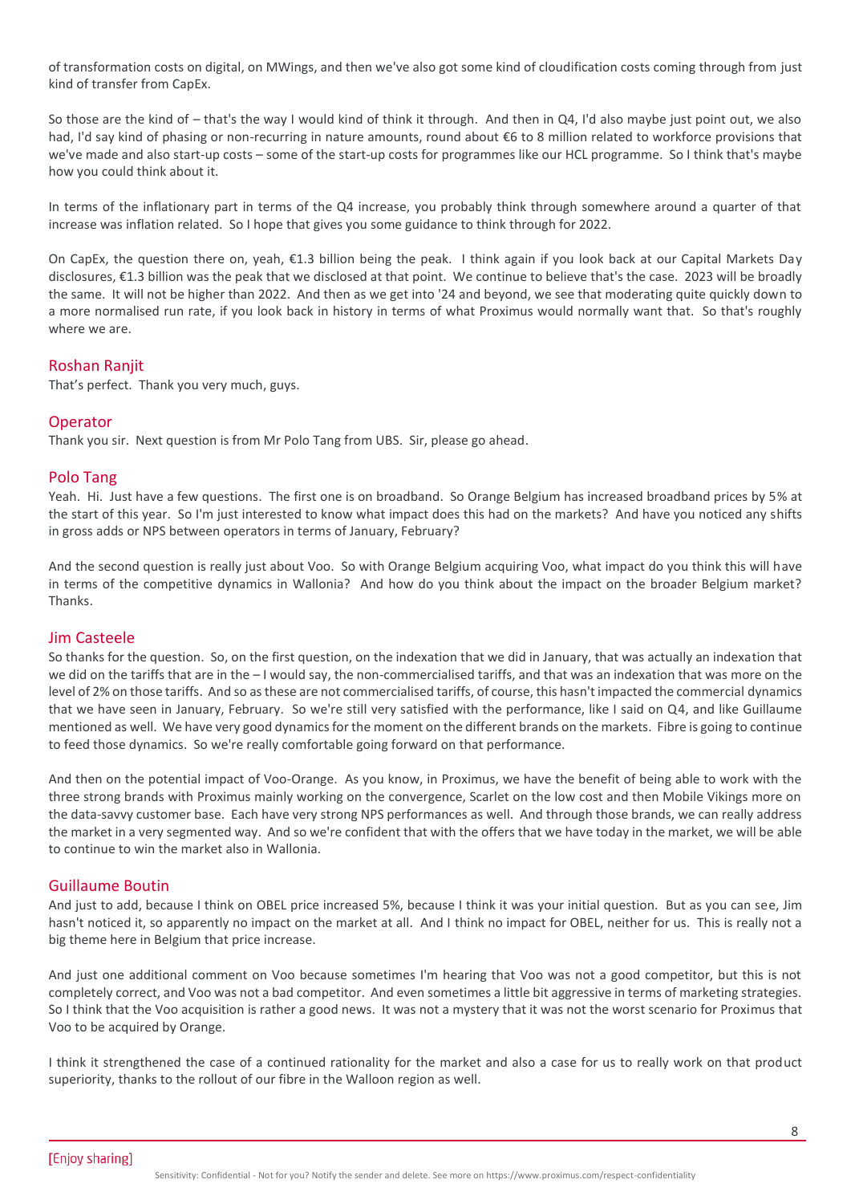of transformation costs on digital, on MWings, and then we've also got some kind of cloudification costs coming through from just kind of transfer from CapEx.

So those are the kind of – that's the way I would kind of think it through. And then in Q4, I'd also maybe just point out, we also had, I'd say kind of phasing or non-recurring in nature amounts, round about €6 to 8 million related to workforce provisions that we've made and also start-up costs – some of the start-up costs for programmes like our HCL programme. So I think that's maybe how you could think about it.

In terms of the inflationary part in terms of the Q4 increase, you probably think through somewhere around a quarter of that increase was inflation related. So I hope that gives you some guidance to think through for 2022.

On CapEx, the question there on, yeah, €1.3 billion being the peak. I think again if you look back at our Capital Markets Day disclosures, €1.3 billion was the peak that we disclosed at that point. We continue to believe that's the case. 2023 will be broadly the same. It will not be higher than 2022. And then as we get into '24 and beyond, we see that moderating quite quickly down to a more normalised run rate, if you look back in history in terms of what Proximus would normally want that. So that's roughly where we are.

## Roshan Ranjit

That's perfect. Thank you very much, guys.

## Operator

Thank you sir. Next question is from Mr Polo Tang from UBS. Sir, please go ahead.

## Polo Tang

Yeah. Hi. Just have a few questions. The first one is on broadband. So Orange Belgium has increased broadband prices by 5% at the start of this year. So I'm just interested to know what impact does this had on the markets? And have you noticed any shifts in gross adds or NPS between operators in terms of January, February?

And the second question is really just about Voo. So with Orange Belgium acquiring Voo, what impact do you think this will have in terms of the competitive dynamics in Wallonia? And how do you think about the impact on the broader Belgium market? Thanks.

## Jim Casteele

So thanks for the question. So, on the first question, on the indexation that we did in January, that was actually an indexation that we did on the tariffs that are in the – I would say, the non-commercialised tariffs, and that was an indexation that was more on the level of 2% on those tariffs. And so as these are not commercialised tariffs, of course, this hasn't impacted the commercial dynamics that we have seen in January, February. So we're still very satisfied with the performance, like I said on Q4, and like Guillaume mentioned as well. We have very good dynamics for the moment on the different brands on the markets. Fibre is going to continue to feed those dynamics. So we're really comfortable going forward on that performance.

And then on the potential impact of Voo-Orange. As you know, in Proximus, we have the benefit of being able to work with the three strong brands with Proximus mainly working on the convergence, Scarlet on the low cost and then Mobile Vikings more on the data-savvy customer base. Each have very strong NPS performances as well. And through those brands, we can really address the market in a very segmented way. And so we're confident that with the offers that we have today in the market, we will be able to continue to win the market also in Wallonia.

## Guillaume Boutin

And just to add, because I think on OBEL price increased 5%, because I think it was your initial question. But as you can see, Jim hasn't noticed it, so apparently no impact on the market at all. And I think no impact for OBEL, neither for us. This is really not a big theme here in Belgium that price increase.

And just one additional comment on Voo because sometimes I'm hearing that Voo was not a good competitor, but this is not completely correct, and Voo was not a bad competitor. And even sometimes a little bit aggressive in terms of marketing strategies. So I think that the Voo acquisition is rather a good news. It was not a mystery that it was not the worst scenario for Proximus that Voo to be acquired by Orange.

I think it strengthened the case of a continued rationality for the market and also a case for us to really work on that product superiority, thanks to the rollout of our fibre in the Walloon region as well.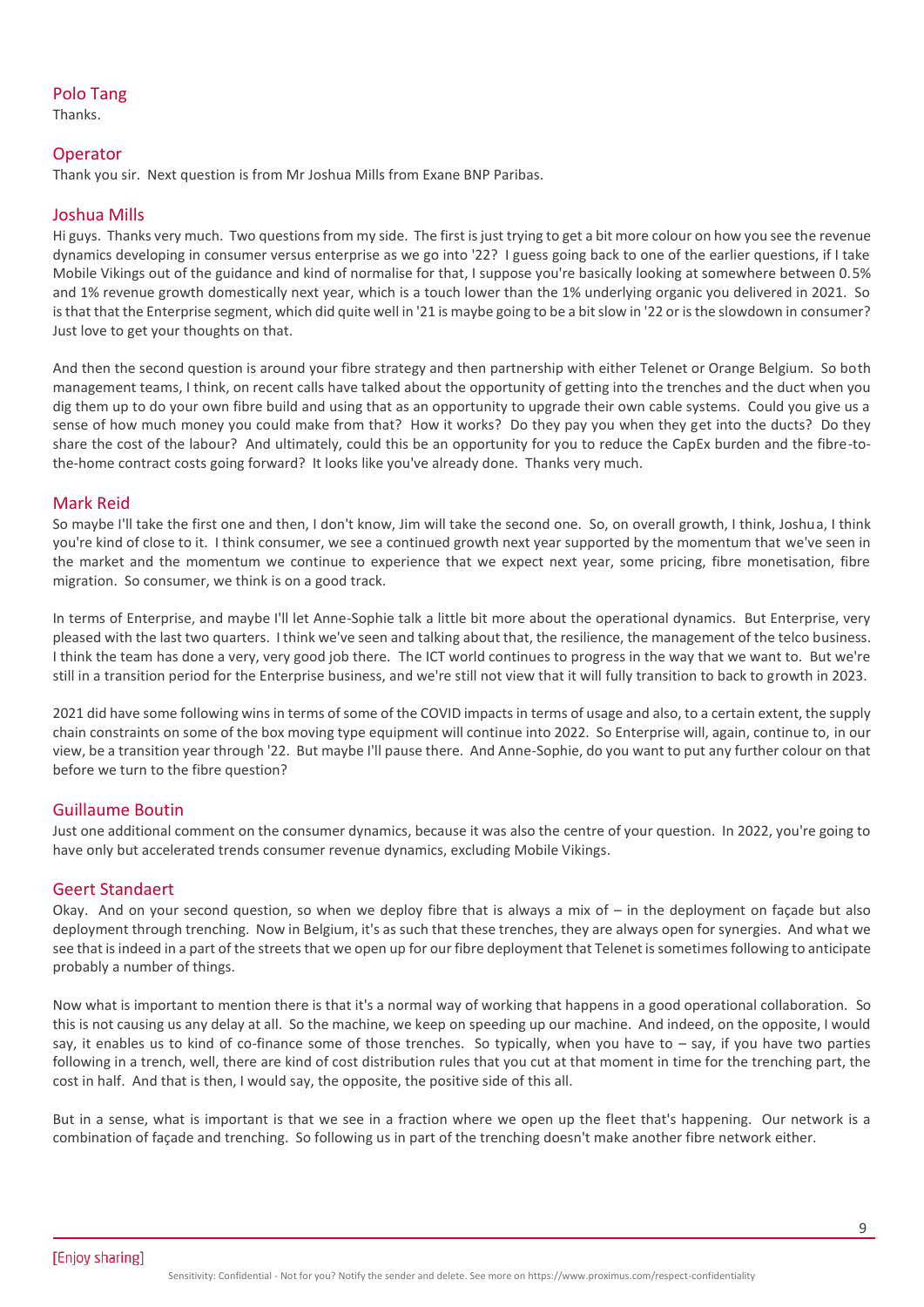## Polo Tang

Thanks.

## Operator

Thank you sir. Next question is from Mr Joshua Mills from Exane BNP Paribas.

## Joshua Mills

Hi guys. Thanks very much. Two questions from my side. The first is just trying to get a bit more colour on how you see the revenue dynamics developing in consumer versus enterprise as we go into '22? I guess going back to one of the earlier questions, if I take Mobile Vikings out of the guidance and kind of normalise for that, I suppose you're basically looking at somewhere between 0.5% and 1% revenue growth domestically next year, which is a touch lower than the 1% underlying organic you delivered in 2021. So is that that the Enterprise segment, which did quite well in '21 is maybe going to be a bit slow in '22 or is the slowdown in consumer? Just love to get your thoughts on that.

And then the second question is around your fibre strategy and then partnership with either Telenet or Orange Belgium. So both management teams, I think, on recent calls have talked about the opportunity of getting into the trenches and the duct when you dig them up to do your own fibre build and using that as an opportunity to upgrade their own cable systems. Could you give us a sense of how much money you could make from that? How it works? Do they pay you when they get into the ducts? Do they share the cost of the labour? And ultimately, could this be an opportunity for you to reduce the CapEx burden and the fibre-to-the-home contract costs going forward? It looks like you've already done. Thanks very much.

## Mark Reid

So maybe I'll take the first one and then, I don't know, Jim will take the second one. So, on overall growth, I think, Joshua, I think you're kind of close to it. I think consumer, we see a continued growth next year supported by the momentum that we've seen in the market and the momentum we continue to experience that we expect next year, some pricing, fibre monetisation, fibre migration. So consumer, we think is on a good track.

In terms of Enterprise, and maybe I'll let Anne-Sophie talk a little bit more about the operational dynamics. But Enterprise, very pleased with the last two quarters. I think we've seen and talking about that, the resilience, the management of the telco business. I think the team has done a very, very good job there. The ICT world continues to progress in the way that we want to. But we're still in a transition period for the Enterprise business, and we're still not view that it will fully transition to back to growth in 2023.

2021 did have some following wins in terms of some of the COVID impacts in terms of usage and also, to a certain extent, the supply chain constraints on some of the box moving type equipment will continue into 2022. So Enterprise will, again, continue to, in our view, be a transition year through '22. But maybe I'll pause there. And Anne-Sophie, do you want to put any further colour on that before we turn to the fibre question?

## Guillaume Boutin

Just one additional comment on the consumer dynamics, because it was also the centre of your question. In 2022, you're going to have only but accelerated trends consumer revenue dynamics, excluding Mobile Vikings.

## Geert Standaert

Okay. And on your second question, so when we deploy fibre that is always a mix of – in the deployment on façade but also deployment through trenching. Now in Belgium, it's as such that these trenches, they are always open for synergies. And what we see that is indeed in a part of the streets that we open up for our fibre deployment that Telenet is sometimes following to anticipate probably a number of things.

Now what is important to mention there is that it's a normal way of working that happens in a good operational collaboration. So this is not causing us any delay at all. So the machine, we keep on speeding up our machine. And indeed, on the opposite, I would say, it enables us to kind of co-finance some of those trenches. So typically, when you have to – say, if you have two parties following in a trench, well, there are kind of cost distribution rules that you cut at that moment in time for the trenching part, the cost in half. And that is then, I would say, the opposite, the positive side of this all.

But in a sense, what is important is that we see in a fraction where we open up the fleet that's happening. Our network is a combination of façade and trenching. So following us in part of the trenching doesn't make another fibre network either.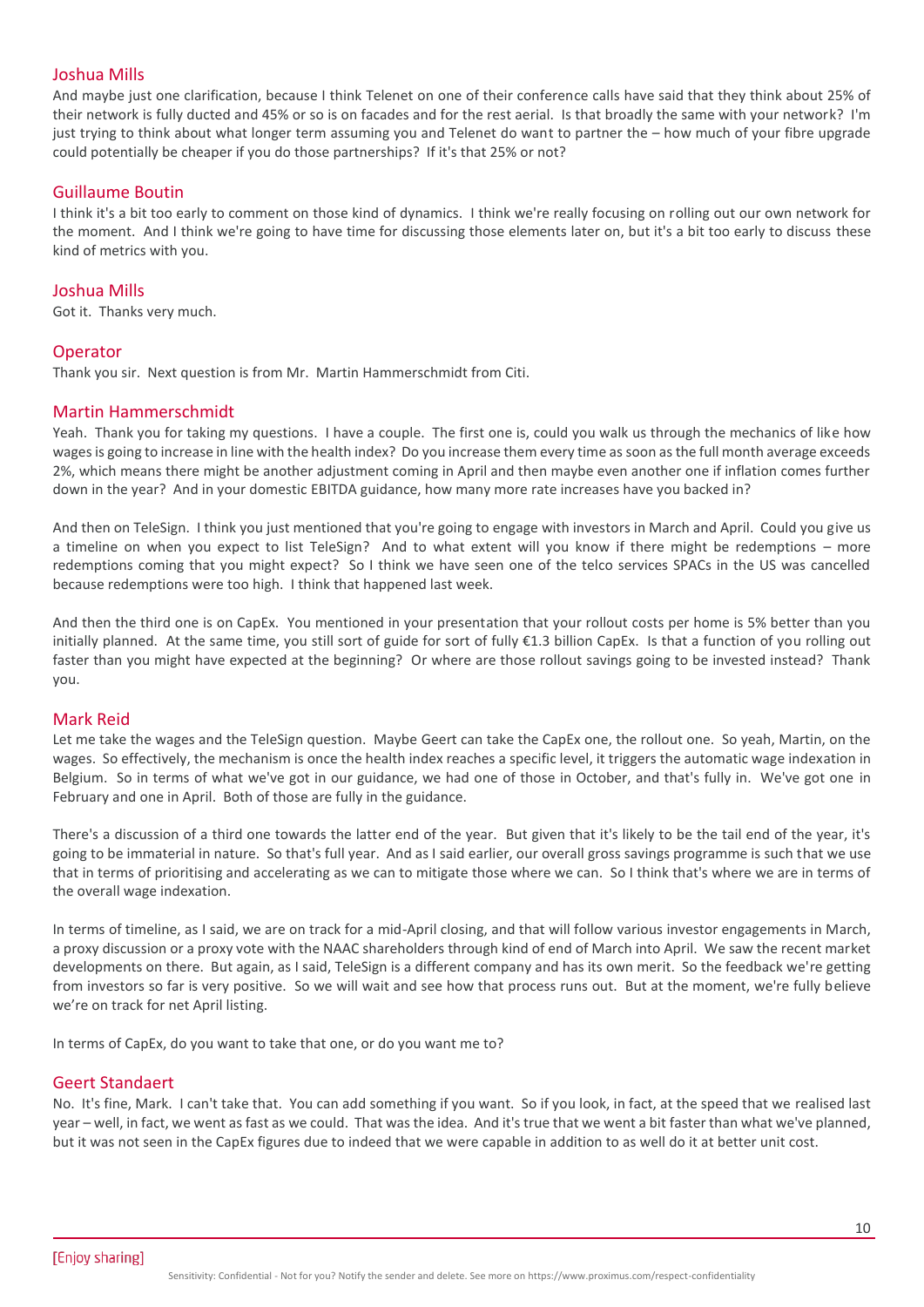### Joshua Mills

And maybe just one clarification, because I think Telenet on one of their conference calls have said that they think about 25% of their network is fully ducted and 45% or so is on facades and for the rest aerial. Is that broadly the same with your network? I'm just trying to think about what longer term assuming you and Telenet do want to partner the – how much of your fibre upgrade could potentially be cheaper if you do those partnerships? If it's that 25% or not?

### Guillaume Boutin

I think it's a bit too early to comment on those kind of dynamics. I think we're really focusing on rolling out our own network for the moment. And I think we're going to have time for discussing those elements later on, but it's a bit too early to discuss these kind of metrics with you.

### Joshua Mills

Got it. Thanks very much.

### Operator

Thank you sir. Next question is from Mr. Martin Hammerschmidt from Citi.

### Martin Hammerschmidt

Yeah. Thank you for taking my questions. I have a couple. The first one is, could you walk us through the mechanics of like how wages is going to increase in line with the health index? Do you increase them every time as soon as the full month average exceeds 2%, which means there might be another adjustment coming in April and then maybe even another one if inflation comes further down in the year? And in your domestic EBITDA guidance, how many more rate increases have you backed in?

And then on TeleSign. I think you just mentioned that you're going to engage with investors in March and April. Could you give us a timeline on when you expect to list TeleSign? And to what extent will you know if there might be redemptions – more redemptions coming that you might expect? So I think we have seen one of the telco services SPACs in the US was cancelled because redemptions were too high. I think that happened last week.

And then the third one is on CapEx. You mentioned in your presentation that your rollout costs per home is 5% better than you initially planned. At the same time, you still sort of guide for sort of fully €1.3 billion CapEx. Is that a function of you rolling out faster than you might have expected at the beginning? Or where are those rollout savings going to be invested instead? Thank you.

### Mark Reid

Let me take the wages and the TeleSign question. Maybe Geert can take the CapEx one, the rollout one. So yeah, Martin, on the wages. So effectively, the mechanism is once the health index reaches a specific level, it triggers the automatic wage indexation in Belgium. So in terms of what we've got in our guidance, we had one of those in October, and that's fully in. We've got one in February and one in April. Both of those are fully in the guidance.

There's a discussion of a third one towards the latter end of the year. But given that it's likely to be the tail end of the year, it's going to be immaterial in nature. So that's full year. And as I said earlier, our overall gross savings programme is such that we use that in terms of prioritising and accelerating as we can to mitigate those where we can. So I think that's where we are in terms of the overall wage indexation.

In terms of timeline, as I said, we are on track for a mid-April closing, and that will follow various investor engagements in March, a proxy discussion or a proxy vote with the NAAC shareholders through kind of end of March into April. We saw the recent market developments on there. But again, as I said, TeleSign is a different company and has its own merit. So the feedback we're getting from investors so far is very positive. So we will wait and see how that process runs out. But at the moment, we're fully believe we're on track for net April listing.

In terms of CapEx, do you want to take that one, or do you want me to?

### Geert Standaert

No. It's fine, Mark. I can't take that. You can add something if you want. So if you look, in fact, at the speed that we realised last year – well, in fact, we went as fast as we could. That was the idea. And it's true that we went a bit faster than what we've planned, but it was not seen in the CapEx figures due to indeed that we were capable in addition to as well do it at better unit cost.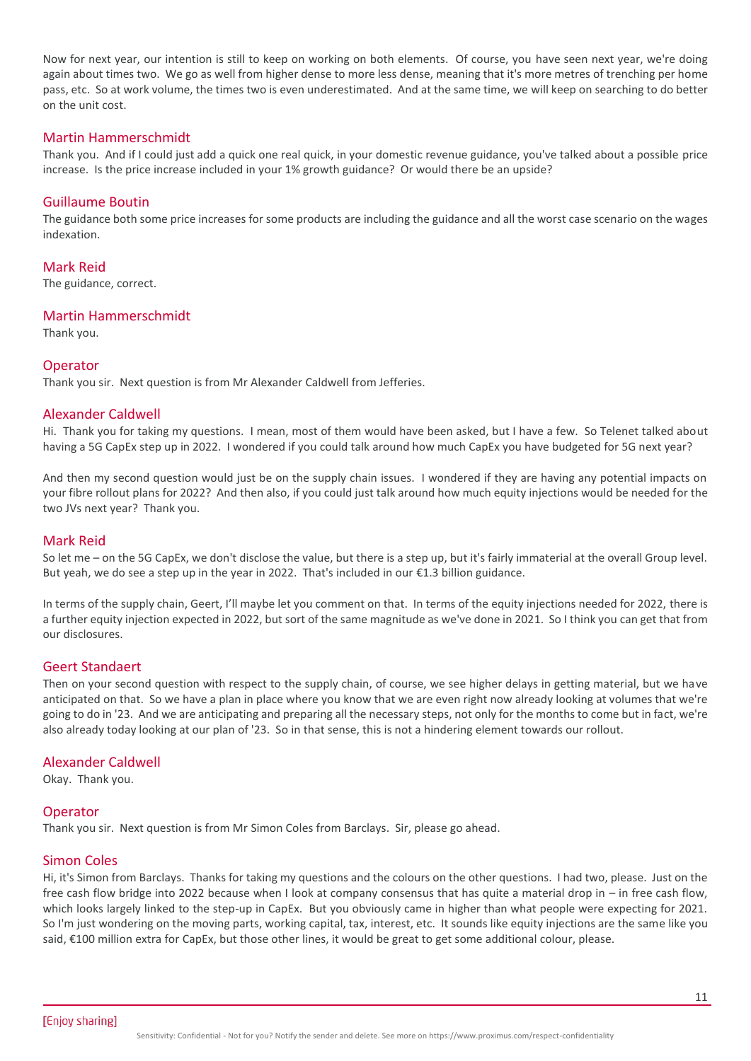Now for next year, our intention is still to keep on working on both elements. Of course, you have seen next year, we're doing again about times two. We go as well from higher dense to more less dense, meaning that it's more metres of trenching per home pass, etc. So at work volume, the times two is even underestimated. And at the same time, we will keep on searching to do better on the unit cost.

### Martin Hammerschmidt

Thank you. And if I could just add a quick one real quick, in your domestic revenue guidance, you've talked about a possible price increase. Is the price increase included in your 1% growth guidance? Or would there be an upside?

### Guillaume Boutin

The guidance both some price increases for some products are including the guidance and all the worst case scenario on the wages indexation.

### Mark Reid

The guidance, correct.

### Martin Hammerschmidt

Thank you.

### Operator

Thank you sir. Next question is from Mr Alexander Caldwell from Jefferies.

### Alexander Caldwell

Hi. Thank you for taking my questions. I mean, most of them would have been asked, but I have a few. So Telenet talked about having a 5G CapEx step up in 2022. I wondered if you could talk around how much CapEx you have budgeted for 5G next year?

And then my second question would just be on the supply chain issues. I wondered if they are having any potential impacts on your fibre rollout plans for 2022? And then also, if you could just talk around how much equity injections would be needed for the two JVs next year? Thank you.

### Mark Reid

So let me – on the 5G CapEx, we don't disclose the value, but there is a step up, but it's fairly immaterial at the overall Group level. But yeah, we do see a step up in the year in 2022. That's included in our €1.3 billion guidance.

In terms of the supply chain, Geert, I'll maybe let you comment on that. In terms of the equity injections needed for 2022, there is a further equity injection expected in 2022, but sort of the same magnitude as we've done in 2021. So I think you can get that from our disclosures.

### Geert Standaert

Then on your second question with respect to the supply chain, of course, we see higher delays in getting material, but we have anticipated on that. So we have a plan in place where you know that we are even right now already looking at volumes that we're going to do in '23. And we are anticipating and preparing all the necessary steps, not only for the months to come but in fact, we're also already today looking at our plan of '23. So in that sense, this is not a hindering element towards our rollout.

### Alexander Caldwell

Okay. Thank you.

### Operator

Thank you sir. Next question is from Mr Simon Coles from Barclays. Sir, please go ahead.

### Simon Coles

Hi, it's Simon from Barclays. Thanks for taking my questions and the colours on the other questions. I had two, please. Just on the free cash flow bridge into 2022 because when I look at company consensus that has quite a material drop in – in free cash flow, which looks largely linked to the step-up in CapEx. But you obviously came in higher than what people were expecting for 2021. So I'm just wondering on the moving parts, working capital, tax, interest, etc. It sounds like equity injections are the same like you said, €100 million extra for CapEx, but those other lines, it would be great to get some additional colour, please.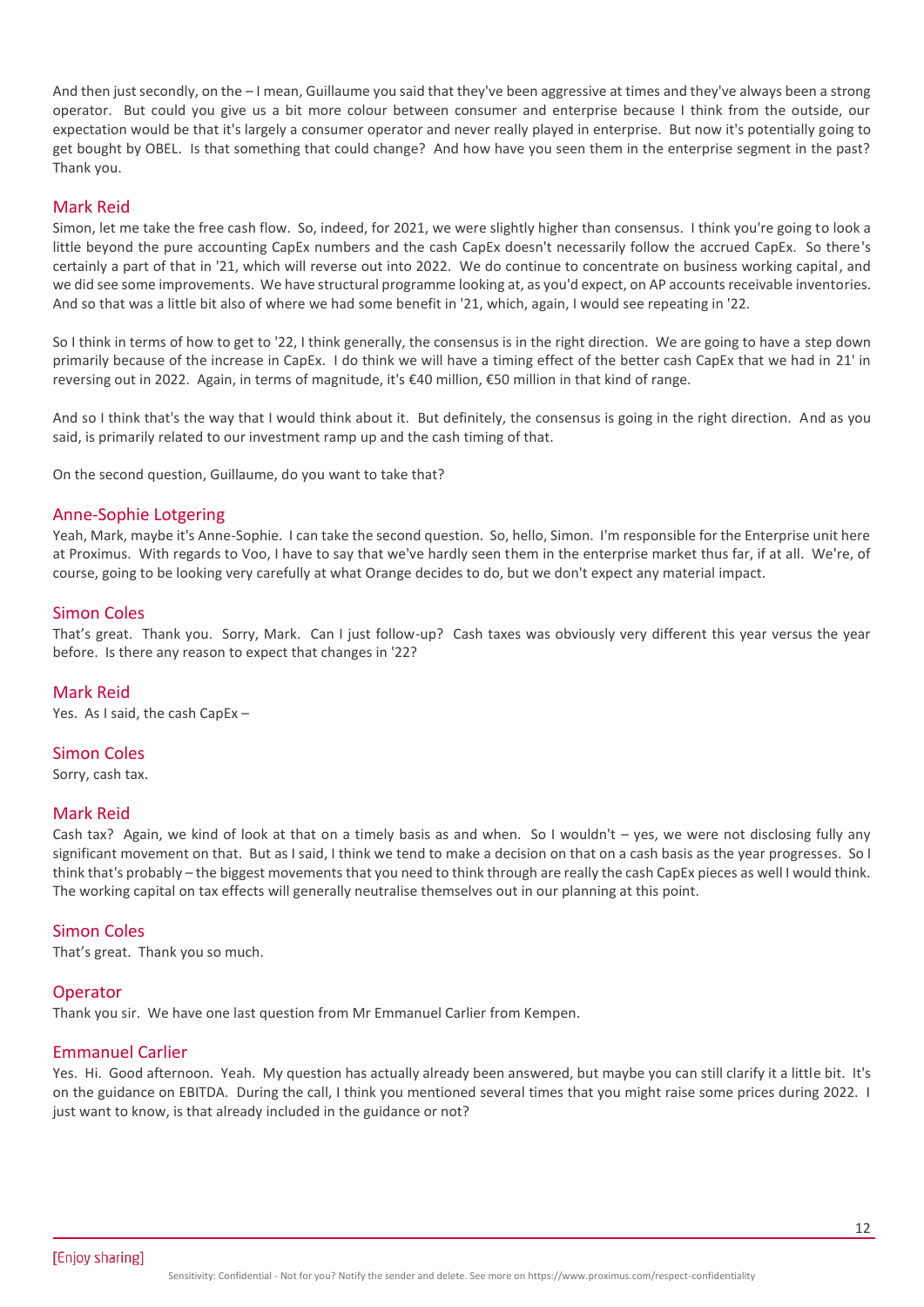And then just secondly, on the – I mean, Guillaume you said that they've been aggressive at times and they've always been a strong operator. But could you give us a bit more colour between consumer and enterprise because I think from the outside, our expectation would be that it's largely a consumer operator and never really played in enterprise. But now it's potentially going to get bought by OBEL. Is that something that could change? And how have you seen them in the enterprise segment in the past? Thank you.

## Mark Reid

Simon, let me take the free cash flow. So, indeed, for 2021, we were slightly higher than consensus. I think you're going to look a little beyond the pure accounting CapEx numbers and the cash CapEx doesn't necessarily follow the accrued CapEx. So there's certainly a part of that in '21, which will reverse out into 2022. We do continue to concentrate on business working capital, and we did see some improvements. We have structural programme looking at, as you'd expect, on AP accounts receivable inventories. And so that was a little bit also of where we had some benefit in '21, which, again, I would see repeating in '22.

So I think in terms of how to get to '22, I think generally, the consensus is in the right direction. We are going to have a step down primarily because of the increase in CapEx. I do think we will have a timing effect of the better cash CapEx that we had in 21' in reversing out in 2022. Again, in terms of magnitude, it's €40 million, €50 million in that kind of range.

And so I think that's the way that I would think about it. But definitely, the consensus is going in the right direction. And as you said, is primarily related to our investment ramp up and the cash timing of that.

On the second question, Guillaume, do you want to take that?

## Anne-Sophie Lotgering

Yeah, Mark, maybe it's Anne-Sophie. I can take the second question. So, hello, Simon. I'm responsible for the Enterprise unit here at Proximus. With regards to Voo, I have to say that we've hardly seen them in the enterprise market thus far, if at all. We're, of course, going to be looking very carefully at what Orange decides to do, but we don't expect any material impact.

## Simon Coles

That's great. Thank you. Sorry, Mark. Can I just follow-up? Cash taxes was obviously very different this year versus the year before. Is there any reason to expect that changes in '22?

## Mark Reid

Yes. As I said, the cash CapEx –

## Simon Coles

Sorry, cash tax.

## Mark Reid

Cash tax? Again, we kind of look at that on a timely basis as and when. So I wouldn't – yes, we were not disclosing fully any significant movement on that. But as I said, I think we tend to make a decision on that on a cash basis as the year progresses. So I think that's probably – the biggest movements that you need to think through are really the cash CapEx pieces as well I would think. The working capital on tax effects will generally neutralise themselves out in our planning at this point.

## Simon Coles

That's great. Thank you so much.

## Operator

Thank you sir. We have one last question from Mr Emmanuel Carlier from Kempen.

## Emmanuel Carlier

Yes. Hi. Good afternoon. Yeah. My question has actually already been answered, but maybe you can still clarify it a little bit. It's on the guidance on EBITDA. During the call, I think you mentioned several times that you might raise some prices during 2022. I just want to know, is that already included in the guidance or not?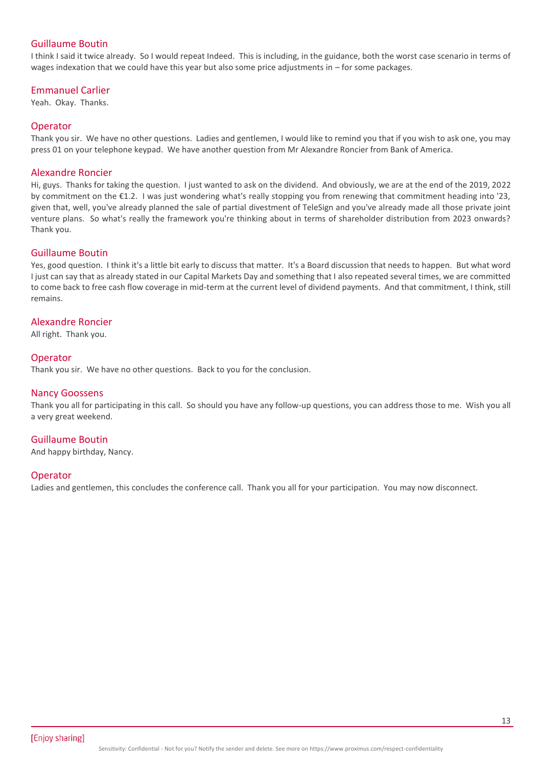Guillaume Boutin

I think I said it twice already. So I would repeat Indeed. This is including, in the guidance, both the worst case scenario in terms of wages indexation that we could have this year but also some price adjustments in – for some packages.

Emmanuel Carlier

Yeah. Okay. Thanks.

Operator

Thank you sir. We have no other questions. Ladies and gentlemen, I would like to remind you that if you wish to ask one, you may press 01 on your telephone keypad. We have another question from Mr Alexandre Roncier from Bank of America.

Alexandre Roncier

Hi, guys. Thanks for taking the question. I just wanted to ask on the dividend. And obviously, we are at the end of the 2019, 2022 by commitment on the €1.2. I was just wondering what's really stopping you from renewing that commitment heading into '23, given that, well, you've already planned the sale of partial divestment of TeleSign and you've already made all those private joint venture plans. So what's really the framework you're thinking about in terms of shareholder distribution from 2023 onwards? Thank you.

Guillaume Boutin

Yes, good question. I think it's a little bit early to discuss that matter. It's a Board discussion that needs to happen. But what word I just can say that as already stated in our Capital Markets Day and something that I also repeated several times, we are committed to come back to free cash flow coverage in mid-term at the current level of dividend payments. And that commitment, I think, still remains.

Alexandre Roncier

All right. Thank you.

Operator

Thank you sir. We have no other questions. Back to you for the conclusion.

Nancy Goossens

Thank you all for participating in this call. So should you have any follow-up questions, you can address those to me. Wish you all a very great weekend.

Guillaume Boutin

And happy birthday, Nancy.

Operator

Ladies and gentlemen, this concludes the conference call. Thank you all for your participation. You may now disconnect.